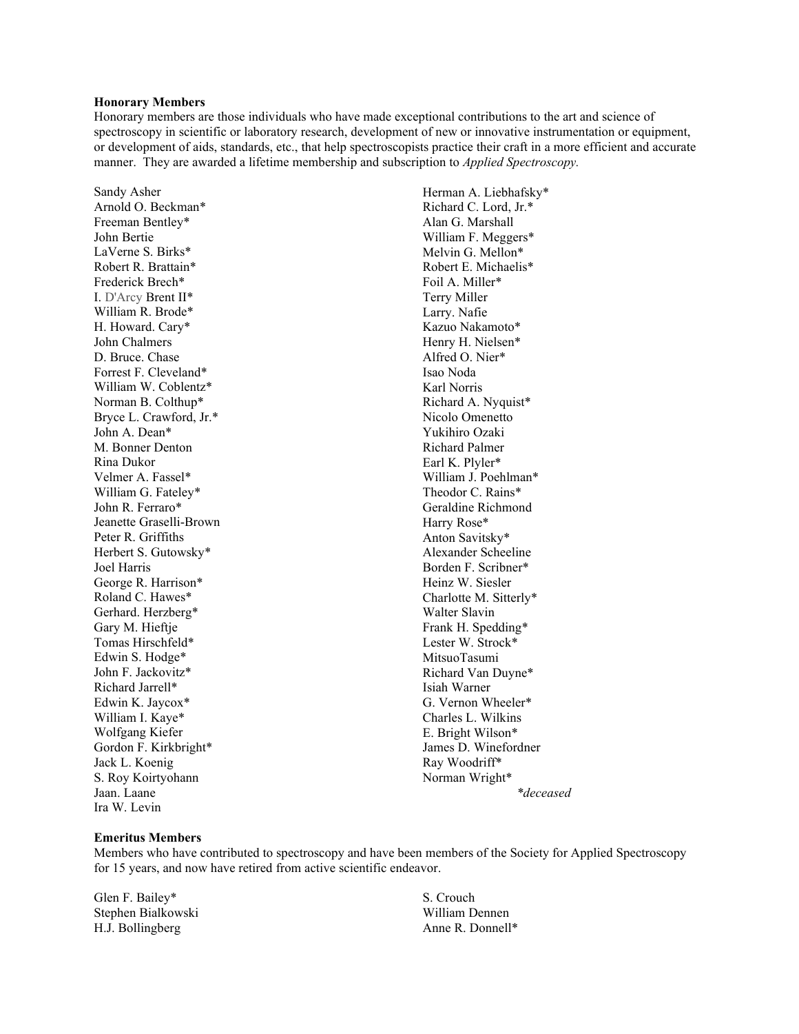## Honorary Members

Honorary members are those individuals who have made exceptional contributions to the art and science of spectroscopy in scientific or laboratory research, development of new or innovative instrumentation or equipment, or development of aids, standards, etc., that help spectroscopists practice their craft in a more efficient and accurate manner. They are awarded a lifetime membership and subscription to *Applied Spectroscopy.*

Sandy Asher
Arnold O. Beckman*
Freeman Bentley*
John Bertie
LaVerne S. Birks*
Robert R. Brattain*
Frederick Brech*
I. D'Arcy Brent II*
William R. Brode*
H. Howard. Cary*
John Chalmers
D. Bruce. Chase
Forrest F. Cleveland*
William W. Coblentz*
Norman B. Colthup*
Bryce L. Crawford, Jr.*
John A. Dean*
M. Bonner Denton
Rina Dukor
Velmer A. Fassel*
William G. Fateley*
John R. Ferraro*
Jeanette Graselli-Brown
Peter R. Griffiths
Herbert S. Gutowsky*
Joel Harris
George R. Harrison*
Roland C. Hawes*
Gerhard. Herzberg*
Gary M. Hieftje
Tomas Hirschfeld*
Edwin S. Hodge*
John F. Jackovitz*
Richard Jarrell*
Edwin K. Jaycox*
William I. Kaye*
Wolfgang Kiefer
Gordon F. Kirkbright*
Jack L. Koenig
S. Roy Koirtyohann
Jaan. Laane
Ira W. Levin
Herman A. Liebhafsky*
Richard C. Lord, Jr.*
Alan G. Marshall
William F. Meggers*
Melvin G. Mellon*
Robert E. Michaelis*
Foil A. Miller*
Terry Miller
Larry. Nafie
Kazuo Nakamoto*
Henry H. Nielsen*
Alfred O. Nier*
Isao Noda
Karl Norris
Richard A. Nyquist*
Nicolo Omenetto
Yukihiro Ozaki
Richard Palmer
Earl K. Plyler*
William J. Poehlman*
Theodor C. Rains*
Geraldine Richmond
Harry Rose*
Anton Savitsky*
Alexander Scheeline
Borden F. Scribner*
Heinz W. Siesler
Charlotte M. Sitterly*
Walter Slavin
Frank H. Spedding*
Lester W. Strock*
MitsuoTasumi
Richard Van Duyne*
Isiah Warner
G. Vernon Wheeler*
Charles L. Wilkins
E. Bright Wilson*
James D. Winefordner
Ray Woodriff*
Norman Wright*

*\*deceased*

## Emeritus Members

Members who have contributed to spectroscopy and have been members of the Society for Applied Spectroscopy for 15 years, and now have retired from active scientific endeavor.

Glen F. Bailey*
Stephen Bialkowski
H.J. Bollingberg
S. Crouch
William Dennen
Anne R. Donnell*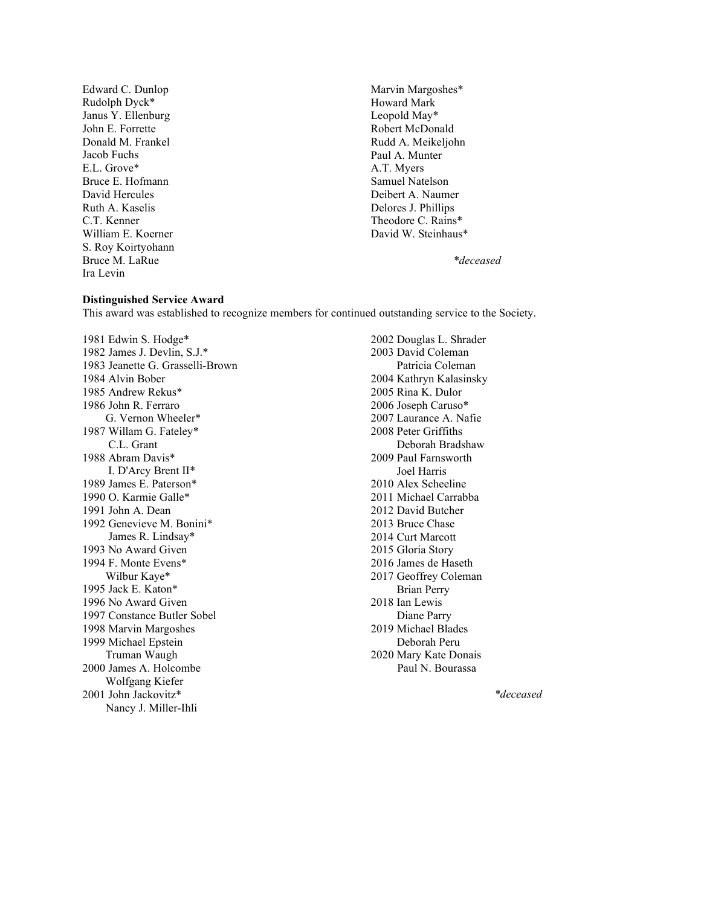Edward C. Dunlop
Rudolph Dyck*
Janus Y. Ellenburg
John E. Forrette
Donald M. Frankel
Jacob Fuchs
E.L. Grove*
Bruce E. Hofmann
David Hercules
Ruth A. Kaselis
C.T. Kenner
William E. Koerner
S. Roy Koirtyohann
Bruce M. LaRue
Ira Levin
Marvin Margoshes*
Howard Mark
Leopold May*
Robert McDonald
Rudd A. Meikeljohn
Paul A. Munter
A.T. Myers
Samuel Natelson
Deibert A. Naumer
Delores J. Phillips
Theodore C. Rains*
David W. Steinhaus*

*\*deceased*

**Distinguished Service Award**

This award was established to recognize members for continued outstanding service to the Society.

1981 Edwin S. Hodge*
1982 James J. Devlin, S.J.*
1983 Jeanette G. Grasselli-Brown
1984 Alvin Bober
1985 Andrew Rekus*
1986 John R. Ferraro
G. Vernon Wheeler*
1987 Willam G. Fateley*
C.L. Grant
1988 Abram Davis*
I. D'Arcy Brent II*
1989 James E. Paterson*
1990 O. Karmie Galle*
1991 John A. Dean
1992 Genevieve M. Bonini*
James R. Lindsay*
1993 No Award Given
1994 F. Monte Evens*
Wilbur Kaye*
1995 Jack E. Katon*
1996 No Award Given
1997 Constance Butler Sobel
1998 Marvin Margoshes
1999 Michael Epstein
Truman Waugh
2000 James A. Holcombe
Wolfgang Kiefer
2001 John Jackovitz*
Nancy J. Miller-Ihli
2002 Douglas L. Shrader
2003 David Coleman
Patricia Coleman
2004 Kathryn Kalasinsky
2005 Rina K. Dulor
2006 Joseph Caruso*
2007 Laurance A. Nafie
2008 Peter Griffiths
Deborah Bradshaw
2009 Paul Farnsworth
Joel Harris
2010 Alex Scheeline
2011 Michael Carrabba
2012 David Butcher
2013 Bruce Chase
2014 Curt Marcott
2015 Gloria Story
2016 James de Haseth
2017 Geoffrey Coleman
Brian Perry
2018 Ian Lewis
Diane Parry
2019 Michael Blades
Deborah Peru
2020 Mary Kate Donais
Paul N. Bourassa

*\*deceased*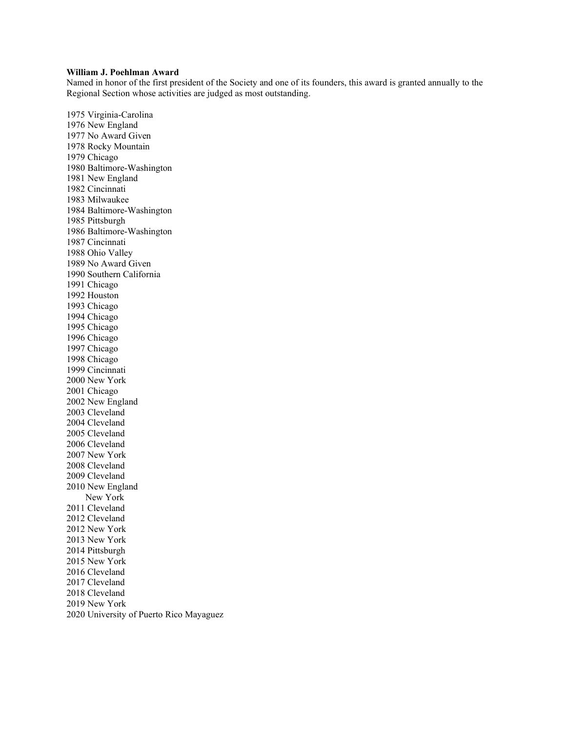**William J. Poehlman Award**

Named in honor of the first president of the Society and one of its founders, this award is granted annually to the Regional Section whose activities are judged as most outstanding.

1975 Virginia-Carolina
1976 New England
1977 No Award Given
1978 Rocky Mountain
1979 Chicago
1980 Baltimore-Washington
1981 New England
1982 Cincinnati
1983 Milwaukee
1984 Baltimore-Washington
1985 Pittsburgh
1986 Baltimore-Washington
1987 Cincinnati
1988 Ohio Valley
1989 No Award Given
1990 Southern California
1991 Chicago
1992 Houston
1993 Chicago
1994 Chicago
1995 Chicago
1996 Chicago
1997 Chicago
1998 Chicago
1999 Cincinnati
2000 New York
2001 Chicago
2002 New England
2003 Cleveland
2004 Cleveland
2005 Cleveland
2006 Cleveland
2007 New York
2008 Cleveland
2009 Cleveland
2010 New England
       New York
2011 Cleveland
2012 Cleveland
2012 New York
2013 New York
2014 Pittsburgh
2015 New York
2016 Cleveland
2017 Cleveland
2018 Cleveland
2019 New York
2020 University of Puerto Rico Mayaguez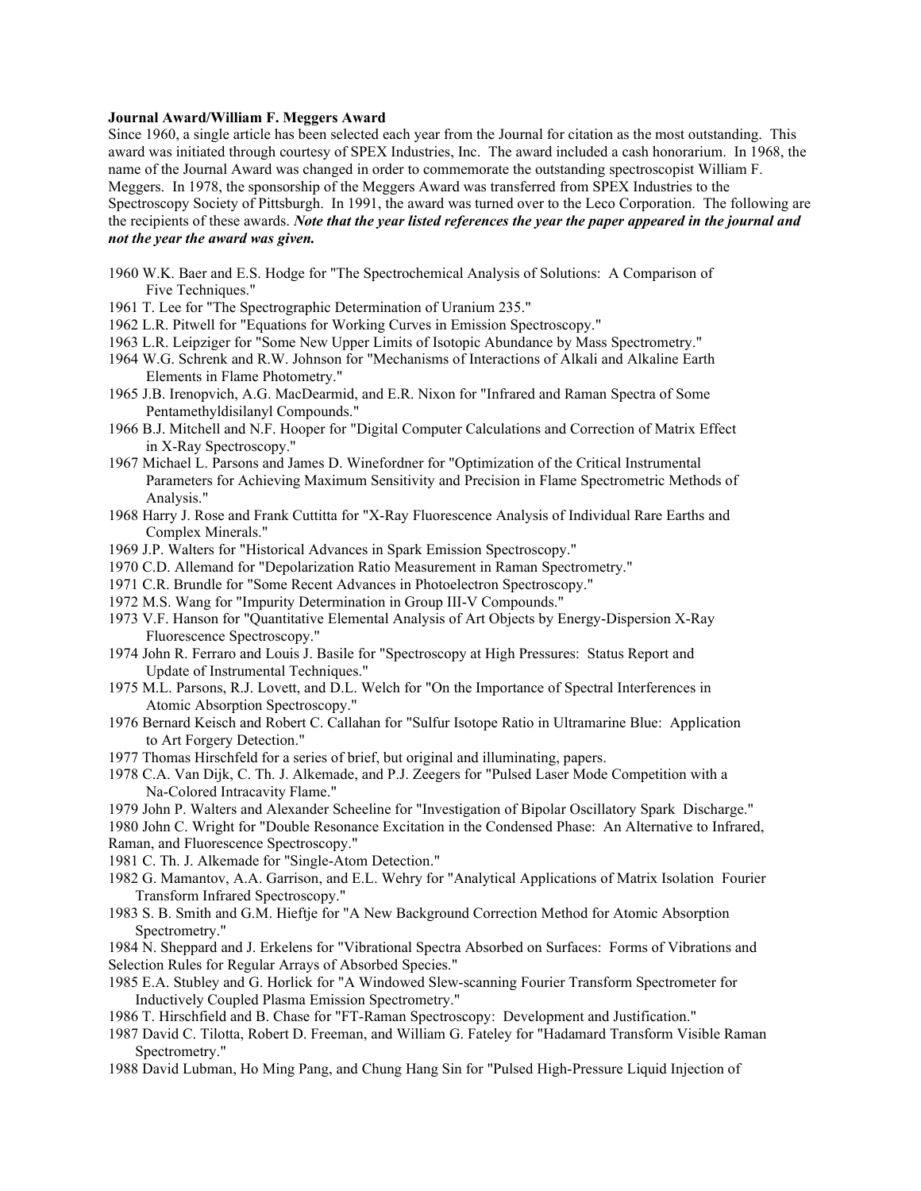**Journal Award/William F. Meggers Award**

Since 1960, a single article has been selected each year from the Journal for citation as the most outstanding. This award was initiated through courtesy of SPEX Industries, Inc. The award included a cash honorarium. In 1968, the name of the Journal Award was changed in order to commemorate the outstanding spectroscopist William F. Meggers. In 1978, the sponsorship of the Meggers Award was transferred from SPEX Industries to the Spectroscopy Society of Pittsburgh. In 1991, the award was turned over to the Leco Corporation. The following are the recipients of these awards. ***Note that the year listed references the year the paper appeared in the journal and not the year the award was given.***

1960 W.K. Baer and E.S. Hodge for "The Spectrochemical Analysis of Solutions: A Comparison of Five Techniques."
1961 T. Lee for "The Spectrographic Determination of Uranium 235."
1962 L.R. Pitwell for "Equations for Working Curves in Emission Spectroscopy."
1963 L.R. Leipziger for "Some New Upper Limits of Isotopic Abundance by Mass Spectrometry."
1964 W.G. Schrenk and R.W. Johnson for "Mechanisms of Interactions of Alkali and Alkaline Earth Elements in Flame Photometry."
1965 J.B. Irenopvich, A.G. MacDearmid, and E.R. Nixon for "Infrared and Raman Spectra of Some Pentamethyldisilanyl Compounds."
1966 B.J. Mitchell and N.F. Hooper for "Digital Computer Calculations and Correction of Matrix Effect in X-Ray Spectroscopy."
1967 Michael L. Parsons and James D. Winefordner for "Optimization of the Critical Instrumental Parameters for Achieving Maximum Sensitivity and Precision in Flame Spectrometric Methods of Analysis."
1968 Harry J. Rose and Frank Cuttitta for "X-Ray Fluorescence Analysis of Individual Rare Earths and Complex Minerals."
1969 J.P. Walters for "Historical Advances in Spark Emission Spectroscopy."
1970 C.D. Allemand for "Depolarization Ratio Measurement in Raman Spectrometry."
1971 C.R. Brundle for "Some Recent Advances in Photoelectron Spectroscopy."
1972 M.S. Wang for "Impurity Determination in Group III-V Compounds."
1973 V.F. Hanson for "Quantitative Elemental Analysis of Art Objects by Energy-Dispersion X-Ray Fluorescence Spectroscopy."
1974 John R. Ferraro and Louis J. Basile for "Spectroscopy at High Pressures: Status Report and Update of Instrumental Techniques."
1975 M.L. Parsons, R.J. Lovett, and D.L. Welch for "On the Importance of Spectral Interferences in Atomic Absorption Spectroscopy."
1976 Bernard Keisch and Robert C. Callahan for "Sulfur Isotope Ratio in Ultramarine Blue: Application to Art Forgery Detection."
1977 Thomas Hirschfeld for a series of brief, but original and illuminating, papers.
1978 C.A. Van Dijk, C. Th. J. Alkemade, and P.J. Zeegers for "Pulsed Laser Mode Competition with a Na-Colored Intracavity Flame."
1979 John P. Walters and Alexander Scheeline for "Investigation of Bipolar Oscillatory Spark Discharge."
1980 John C. Wright for "Double Resonance Excitation in the Condensed Phase: An Alternative to Infrared, Raman, and Fluorescence Spectroscopy."
1981 C. Th. J. Alkemade for "Single-Atom Detection."
1982 G. Mamantov, A.A. Garrison, and E.L. Wehry for "Analytical Applications of Matrix Isolation Fourier Transform Infrared Spectroscopy."
1983 S. B. Smith and G.M. Hieftje for "A New Background Correction Method for Atomic Absorption Spectrometry."
1984 N. Sheppard and J. Erkelens for "Vibrational Spectra Absorbed on Surfaces: Forms of Vibrations and Selection Rules for Regular Arrays of Absorbed Species."
1985 E.A. Stubley and G. Horlick for "A Windowed Slew-scanning Fourier Transform Spectrometer for Inductively Coupled Plasma Emission Spectrometry."
1986 T. Hirschfield and B. Chase for "FT-Raman Spectroscopy: Development and Justification."
1987 David C. Tilotta, Robert D. Freeman, and William G. Fateley for "Hadamard Transform Visible Raman Spectrometry."
1988 David Lubman, Ho Ming Pang, and Chung Hang Sin for "Pulsed High-Pressure Liquid Injection of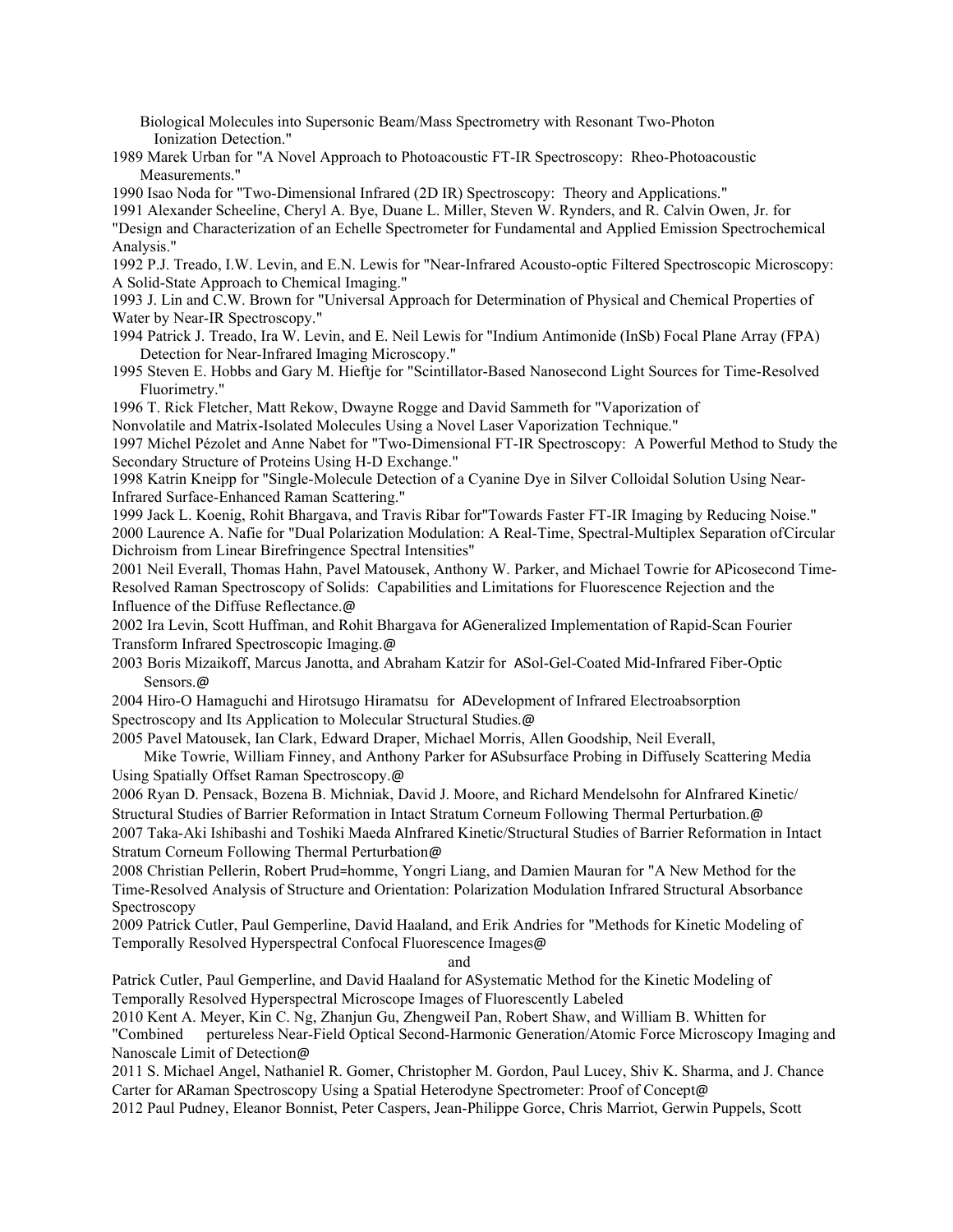Biological Molecules into Supersonic Beam/Mass Spectrometry with Resonant Two-Photon Ionization Detection."

1989 Marek Urban for "A Novel Approach to Photoacoustic FT-IR Spectroscopy: Rheo-Photoacoustic Measurements."

1990 Isao Noda for "Two-Dimensional Infrared (2D IR) Spectroscopy: Theory and Applications."

1991 Alexander Scheeline, Cheryl A. Bye, Duane L. Miller, Steven W. Rynders, and R. Calvin Owen, Jr. for "Design and Characterization of an Echelle Spectrometer for Fundamental and Applied Emission Spectrochemical Analysis."

1992 P.J. Treado, I.W. Levin, and E.N. Lewis for "Near-Infrared Acousto-optic Filtered Spectroscopic Microscopy: A Solid-State Approach to Chemical Imaging."

1993 J. Lin and C.W. Brown for "Universal Approach for Determination of Physical and Chemical Properties of Water by Near-IR Spectroscopy."

1994 Patrick J. Treado, Ira W. Levin, and E. Neil Lewis for "Indium Antimonide (InSb) Focal Plane Array (FPA) Detection for Near-Infrared Imaging Microscopy."

1995 Steven E. Hobbs and Gary M. Hieftje for "Scintillator-Based Nanosecond Light Sources for Time-Resolved Fluorimetry."

1996 T. Rick Fletcher, Matt Rekow, Dwayne Rogge and David Sammeth for "Vaporization of Nonvolatile and Matrix-Isolated Molecules Using a Novel Laser Vaporization Technique."

1997 Michel Pézolet and Anne Nabet for "Two-Dimensional FT-IR Spectroscopy: A Powerful Method to Study the Secondary Structure of Proteins Using H-D Exchange."

1998 Katrin Kneipp for "Single-Molecule Detection of a Cyanine Dye in Silver Colloidal Solution Using Near-Infrared Surface-Enhanced Raman Scattering."

1999 Jack L. Koenig, Rohit Bhargava, and Travis Ribar for"Towards Faster FT-IR Imaging by Reducing Noise."

2000 Laurence A. Nafie for "Dual Polarization Modulation: A Real-Time, Spectral-Multiplex Separation ofCircular Dichroism from Linear Birefringence Spectral Intensities"

2001 Neil Everall, Thomas Hahn, Pavel Matousek, Anthony W. Parker, and Michael Towrie for APicosecond Time-Resolved Raman Spectroscopy of Solids: Capabilities and Limitations for Fluorescence Rejection and the Influence of the Diffuse Reflectance.@

2002 Ira Levin, Scott Huffman, and Rohit Bhargava for AGeneralized Implementation of Rapid-Scan Fourier Transform Infrared Spectroscopic Imaging.@

2003 Boris Mizaikoff, Marcus Janotta, and Abraham Katzir for ASol-Gel-Coated Mid-Infrared Fiber-Optic Sensors.@

2004 Hiro-O Hamaguchi and Hirotsugo Hiramatsu for ADevelopment of Infrared Electroabsorption Spectroscopy and Its Application to Molecular Structural Studies.@

2005 Pavel Matousek, Ian Clark, Edward Draper, Michael Morris, Allen Goodship, Neil Everall, Mike Towrie, William Finney, and Anthony Parker for ASubsurface Probing in Diffusely Scattering Media Using Spatially Offset Raman Spectroscopy.@

2006 Ryan D. Pensack, Bozena B. Michniak, David J. Moore, and Richard Mendelsohn for AInfrared Kinetic/ Structural Studies of Barrier Reformation in Intact Stratum Corneum Following Thermal Perturbation.@

2007 Taka-Aki Ishibashi and Toshiki Maeda AInfrared Kinetic/Structural Studies of Barrier Reformation in Intact Stratum Corneum Following Thermal Perturbation@

2008 Christian Pellerin, Robert Prud=homme, Yongri Liang, and Damien Mauran for "A New Method for the Time-Resolved Analysis of Structure and Orientation: Polarization Modulation Infrared Structural Absorbance Spectroscopy

2009 Patrick Cutler, Paul Gemperline, David Haaland, and Erik Andries for "Methods for Kinetic Modeling of Temporally Resolved Hyperspectral Confocal Fluorescence Images@

and

Patrick Cutler, Paul Gemperline, and David Haaland for ASystematic Method for the Kinetic Modeling of Temporally Resolved Hyperspectral Microscope Images of Fluorescently Labeled

2010 Kent A. Meyer, Kin C. Ng, Zhanjun Gu, ZhengweiI Pan, Robert Shaw, and William B. Whitten for "Combined pertureless Near-Field Optical Second-Harmonic Generation/Atomic Force Microscopy Imaging and Nanoscale Limit of Detection@

2011 S. Michael Angel, Nathaniel R. Gomer, Christopher M. Gordon, Paul Lucey, Shiv K. Sharma, and J. Chance Carter for ARaman Spectroscopy Using a Spatial Heterodyne Spectrometer: Proof of Concept@

2012 Paul Pudney, Eleanor Bonnist, Peter Caspers, Jean-Philippe Gorce, Chris Marriot, Gerwin Puppels, Scott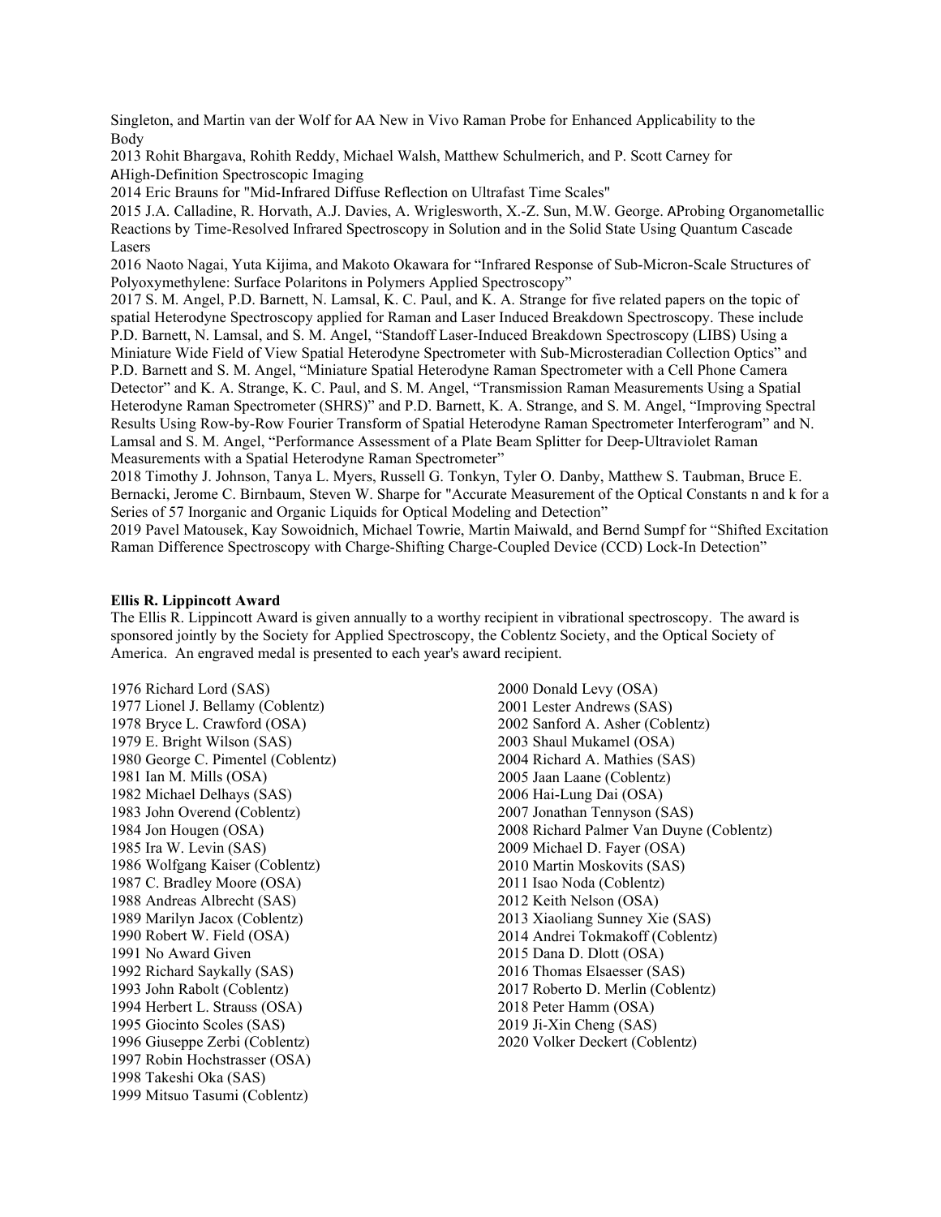Singleton, and Martin van der Wolf for AA New in Vivo Raman Probe for Enhanced Applicability to the Body

2013 Rohit Bhargava, Rohith Reddy, Michael Walsh, Matthew Schulmerich, and P. Scott Carney for AHigh-Definition Spectroscopic Imaging

2014 Eric Brauns for "Mid-Infrared Diffuse Reflection on Ultrafast Time Scales"

2015 J.A. Calladine, R. Horvath, A.J. Davies, A. Wriglesworth, X.-Z. Sun, M.W. George. AProbing Organometallic Reactions by Time-Resolved Infrared Spectroscopy in Solution and in the Solid State Using Quantum Cascade Lasers

2016 Naoto Nagai, Yuta Kijima, and Makoto Okawara for "Infrared Response of Sub-Micron-Scale Structures of Polyoxymethylene: Surface Polaritons in Polymers Applied Spectroscopy"

2017 S. M. Angel, P.D. Barnett, N. Lamsal, K. C. Paul, and K. A. Strange for five related papers on the topic of spatial Heterodyne Spectroscopy applied for Raman and Laser Induced Breakdown Spectroscopy. These include P.D. Barnett, N. Lamsal, and S. M. Angel, "Standoff Laser-Induced Breakdown Spectroscopy (LIBS) Using a Miniature Wide Field of View Spatial Heterodyne Spectrometer with Sub-Microsteradian Collection Optics" and P.D. Barnett and S. M. Angel, "Miniature Spatial Heterodyne Raman Spectrometer with a Cell Phone Camera Detector" and K. A. Strange, K. C. Paul, and S. M. Angel, "Transmission Raman Measurements Using a Spatial Heterodyne Raman Spectrometer (SHRS)" and P.D. Barnett, K. A. Strange, and S. M. Angel, "Improving Spectral Results Using Row-by-Row Fourier Transform of Spatial Heterodyne Raman Spectrometer Interferogram" and N. Lamsal and S. M. Angel, "Performance Assessment of a Plate Beam Splitter for Deep-Ultraviolet Raman Measurements with a Spatial Heterodyne Raman Spectrometer"

2018 Timothy J. Johnson, Tanya L. Myers, Russell G. Tonkyn, Tyler O. Danby, Matthew S. Taubman, Bruce E. Bernacki, Jerome C. Birnbaum, Steven W. Sharpe for "Accurate Measurement of the Optical Constants n and k for a Series of 57 Inorganic and Organic Liquids for Optical Modeling and Detection"

2019 Pavel Matousek, Kay Sowoidnich, Michael Towrie, Martin Maiwald, and Bernd Sumpf for "Shifted Excitation Raman Difference Spectroscopy with Charge-Shifting Charge-Coupled Device (CCD) Lock-In Detection"

**Ellis R. Lippincott Award**

The Ellis R. Lippincott Award is given annually to a worthy recipient in vibrational spectroscopy. The award is sponsored jointly by the Society for Applied Spectroscopy, the Coblentz Society, and the Optical Society of America. An engraved medal is presented to each year's award recipient.

1976 Richard Lord (SAS)
1977 Lionel J. Bellamy (Coblentz)
1978 Bryce L. Crawford (OSA)
1979 E. Bright Wilson (SAS)
1980 George C. Pimentel (Coblentz)
1981 Ian M. Mills (OSA)
1982 Michael Delhays (SAS)
1983 John Overend (Coblentz)
1984 Jon Hougen (OSA)
1985 Ira W. Levin (SAS)
1986 Wolfgang Kaiser (Coblentz)
1987 C. Bradley Moore (OSA)
1988 Andreas Albrecht (SAS)
1989 Marilyn Jacox (Coblentz)
1990 Robert W. Field (OSA)
1991 No Award Given
1992 Richard Saykally (SAS)
1993 John Rabolt (Coblentz)
1994 Herbert L. Strauss (OSA)
1995 Giocinto Scoles (SAS)
1996 Giuseppe Zerbi (Coblentz)
1997 Robin Hochstrasser (OSA)
1998 Takeshi Oka (SAS)
1999 Mitsuo Tasumi (Coblentz)
2000 Donald Levy (OSA)
2001 Lester Andrews (SAS)
2002 Sanford A. Asher (Coblentz)
2003 Shaul Mukamel (OSA)
2004 Richard A. Mathies (SAS)
2005 Jaan Laane (Coblentz)
2006 Hai-Lung Dai (OSA)
2007 Jonathan Tennyson (SAS)
2008 Richard Palmer Van Duyne (Coblentz)
2009 Michael D. Fayer (OSA)
2010 Martin Moskovits (SAS)
2011 Isao Noda (Coblentz)
2012 Keith Nelson (OSA)
2013 Xiaoliang Sunney Xie (SAS)
2014 Andrei Tokmakoff (Coblentz)
2015 Dana D. Dlott (OSA)
2016 Thomas Elsaesser (SAS)
2017 Roberto D. Merlin (Coblentz)
2018 Peter Hamm (OSA)
2019 Ji-Xin Cheng (SAS)
2020 Volker Deckert (Coblentz)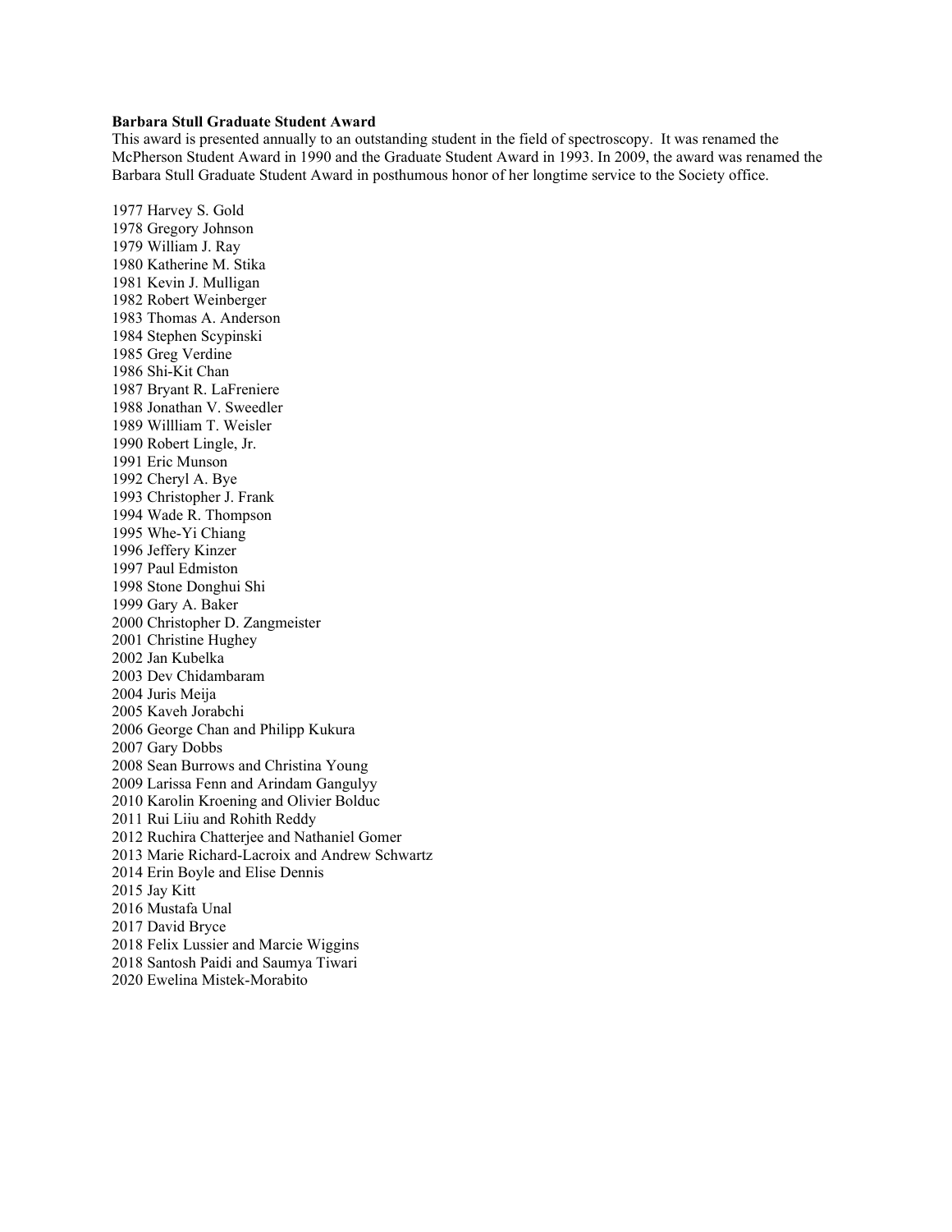**Barbara Stull Graduate Student Award**

This award is presented annually to an outstanding student in the field of spectroscopy. It was renamed the McPherson Student Award in 1990 and the Graduate Student Award in 1993. In 2009, the award was renamed the Barbara Stull Graduate Student Award in posthumous honor of her longtime service to the Society office.

1977 Harvey S. Gold
1978 Gregory Johnson
1979 William J. Ray
1980 Katherine M. Stika
1981 Kevin J. Mulligan
1982 Robert Weinberger
1983 Thomas A. Anderson
1984 Stephen Scypinski
1985 Greg Verdine
1986 Shi-Kit Chan
1987 Bryant R. LaFreniere
1988 Jonathan V. Sweedler
1989 Willliam T. Weisler
1990 Robert Lingle, Jr.
1991 Eric Munson
1992 Cheryl A. Bye
1993 Christopher J. Frank
1994 Wade R. Thompson
1995 Whe-Yi Chiang
1996 Jeffery Kinzer
1997 Paul Edmiston
1998 Stone Donghui Shi
1999 Gary A. Baker
2000 Christopher D. Zangmeister
2001 Christine Hughey
2002 Jan Kubelka
2003 Dev Chidambaram
2004 Juris Meija
2005 Kaveh Jorabchi
2006 George Chan and Philipp Kukura
2007 Gary Dobbs
2008 Sean Burrows and Christina Young
2009 Larissa Fenn and Arindam Gangulyy
2010 Karolin Kroening and Olivier Bolduc
2011 Rui Liiu and Rohith Reddy
2012 Ruchira Chatterjee and Nathaniel Gomer
2013 Marie Richard-Lacroix and Andrew Schwartz
2014 Erin Boyle and Elise Dennis
2015 Jay Kitt
2016 Mustafa Unal
2017 David Bryce
2018 Felix Lussier and Marcie Wiggins
2018 Santosh Paidi and Saumya Tiwari
2020 Ewelina Mistek-Morabito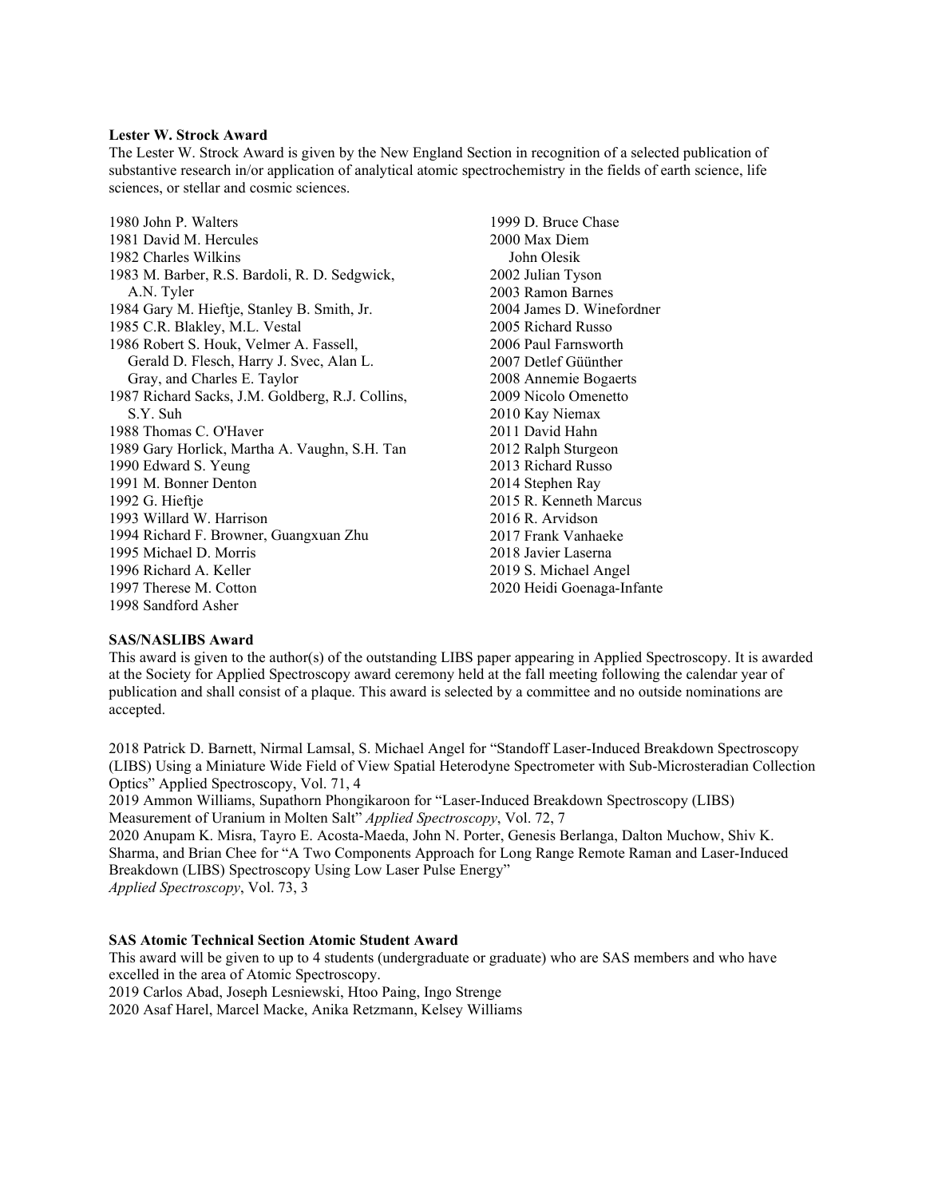**Lester W. Strock Award**

The Lester W. Strock Award is given by the New England Section in recognition of a selected publication of substantive research in/or application of analytical atomic spectrochemistry in the fields of earth science, life sciences, or stellar and cosmic sciences.

1980 John P. Walters
1981 David M. Hercules
1982 Charles Wilkins
1983 M. Barber, R.S. Bardoli, R. D. Sedgwick, A.N. Tyler
1984 Gary M. Hieftje, Stanley B. Smith, Jr.
1985 C.R. Blakley, M.L. Vestal
1986 Robert S. Houk, Velmer A. Fassell, Gerald D. Flesch, Harry J. Svec, Alan L. Gray, and Charles E. Taylor
1987 Richard Sacks, J.M. Goldberg, R.J. Collins, S.Y. Suh
1988 Thomas C. O'Haver
1989 Gary Horlick, Martha A. Vaughn, S.H. Tan
1990 Edward S. Yeung
1991 M. Bonner Denton
1992 G. Hieftje
1993 Willard W. Harrison
1994 Richard F. Browner, Guangxuan Zhu
1995 Michael D. Morris
1996 Richard A. Keller
1997 Therese M. Cotton
1998 Sandford Asher
1999 D. Bruce Chase
2000 Max Diem
John Olesik
2002 Julian Tyson
2003 Ramon Barnes
2004 James D. Winefordner
2005 Richard Russo
2006 Paul Farnsworth
2007 Detlef Güünther
2008 Annemie Bogaerts
2009 Nicolo Omenetto
2010 Kay Niemax
2011 David Hahn
2012 Ralph Sturgeon
2013 Richard Russo
2014 Stephen Ray
2015 R. Kenneth Marcus
2016 R. Arvidson
2017 Frank Vanhaeke
2018 Javier Laserna
2019 S. Michael Angel
2020 Heidi Goenaga-Infante

**SAS/NASLIBS Award**

This award is given to the author(s) of the outstanding LIBS paper appearing in Applied Spectroscopy. It is awarded at the Society for Applied Spectroscopy award ceremony held at the fall meeting following the calendar year of publication and shall consist of a plaque. This award is selected by a committee and no outside nominations are accepted.

2018 Patrick D. Barnett, Nirmal Lamsal, S. Michael Angel for "Standoff Laser-Induced Breakdown Spectroscopy (LIBS) Using a Miniature Wide Field of View Spatial Heterodyne Spectrometer with Sub-Microsteradian Collection Optics" Applied Spectroscopy, Vol. 71, 4
2019 Ammon Williams, Supathorn Phongikaroon for "Laser-Induced Breakdown Spectroscopy (LIBS) Measurement of Uranium in Molten Salt" *Applied Spectroscopy*, Vol. 72, 7
2020 Anupam K. Misra, Tayro E. Acosta-Maeda, John N. Porter, Genesis Berlanga, Dalton Muchow, Shiv K. Sharma, and Brian Chee for "A Two Components Approach for Long Range Remote Raman and Laser-Induced Breakdown (LIBS) Spectroscopy Using Low Laser Pulse Energy"
*Applied Spectroscopy*, Vol. 73, 3

**SAS Atomic Technical Section Atomic Student Award**

This award will be given to up to 4 students (undergraduate or graduate) who are SAS members and who have excelled in the area of Atomic Spectroscopy.
2019 Carlos Abad, Joseph Lesniewski, Htoo Paing, Ingo Strenge
2020 Asaf Harel, Marcel Macke, Anika Retzmann, Kelsey Williams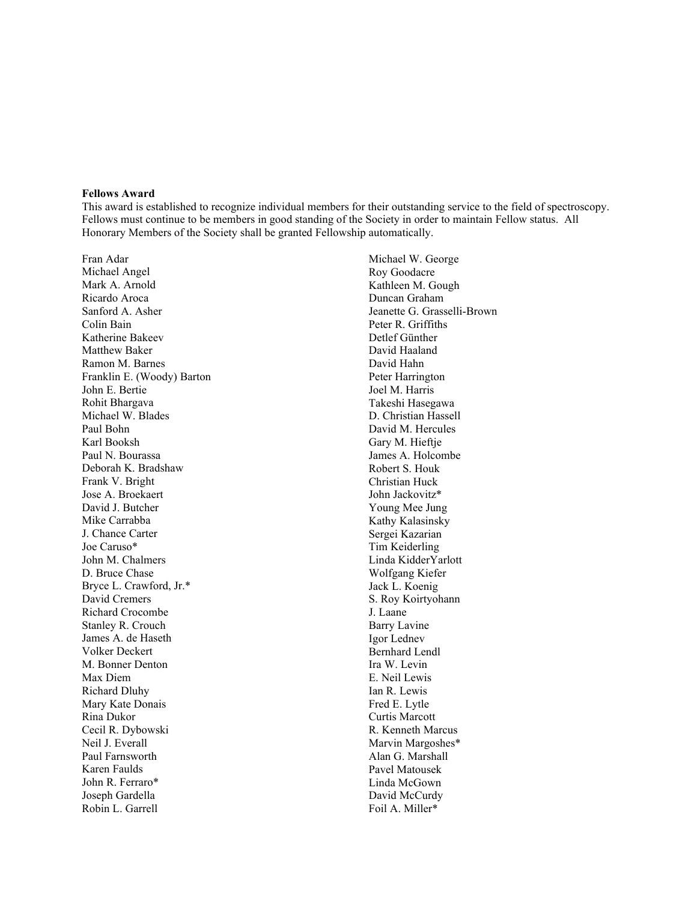**Fellows Award**

This award is established to recognize individual members for their outstanding service to the field of spectroscopy. Fellows must continue to be members in good standing of the Society in order to maintain Fellow status. All Honorary Members of the Society shall be granted Fellowship automatically.

Fran Adar
Michael Angel
Mark A. Arnold
Ricardo Aroca
Sanford A. Asher
Colin Bain
Katherine Bakeev
Matthew Baker
Ramon M. Barnes
Franklin E. (Woody) Barton
John E. Bertie
Rohit Bhargava
Michael W. Blades
Paul Bohn
Karl Booksh
Paul N. Bourassa
Deborah K. Bradshaw
Frank V. Bright
Jose A. Broekaert
David J. Butcher
Mike Carrabba
J. Chance Carter
Joe Caruso*
John M. Chalmers
D. Bruce Chase
Bryce L. Crawford, Jr.*
David Cremers
Richard Crocombe
Stanley R. Crouch
James A. de Haseth
Volker Deckert
M. Bonner Denton
Max Diem
Richard Dluhy
Mary Kate Donais
Rina Dukor
Cecil R. Dybowski
Neil J. Everall
Paul Farnsworth
Karen Faulds
John R. Ferraro*
Joseph Gardella
Robin L. Garrell
Michael W. George
Roy Goodacre
Kathleen M. Gough
Duncan Graham
Jeanette G. Grasselli-Brown
Peter R. Griffiths
Detlef Günther
David Haaland
David Hahn
Peter Harrington
Joel M. Harris
Takeshi Hasegawa
D. Christian Hassell
David M. Hercules
Gary M. Hieftje
James A. Holcombe
Robert S. Houk
Christian Huck
John Jackovitz*
Young Mee Jung
Kathy Kalasinsky
Sergei Kazarian
Tim Keiderling
Linda KidderYarlott
Wolfgang Kiefer
Jack L. Koenig
S. Roy Koirtyohann
J. Laane
Barry Lavine
Igor Lednev
Bernhard Lendl
Ira W. Levin
E. Neil Lewis
Ian R. Lewis
Fred E. Lytle
Curtis Marcott
R. Kenneth Marcus
Marvin Margoshes*
Alan G. Marshall
Pavel Matousek
Linda McGown
David McCurdy
Foil A. Miller*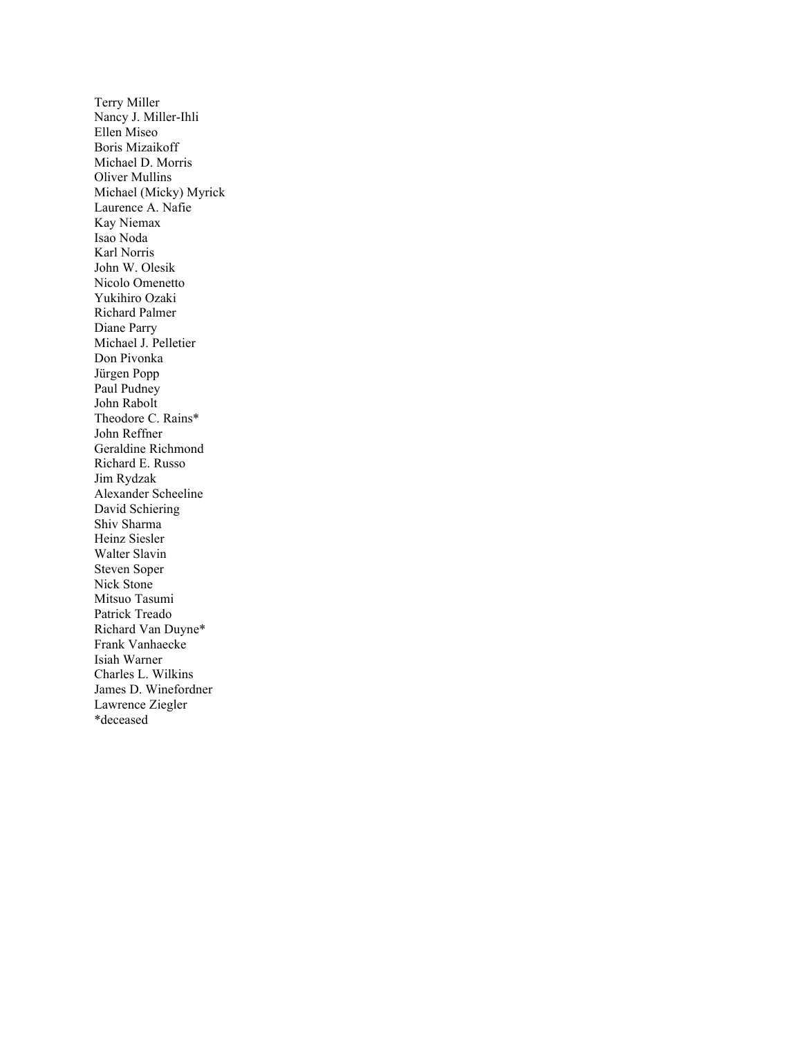Terry Miller
Nancy J. Miller-Ihli
Ellen Miseo
Boris Mizaikoff
Michael D. Morris
Oliver Mullins
Michael (Micky) Myrick
Laurence A. Nafie
Kay Niemax
Isao Noda
Karl Norris
John W. Olesik
Nicolo Omenetto
Yukihiro Ozaki
Richard Palmer
Diane Parry
Michael J. Pelletier
Don Pivonka
Jürgen Popp
Paul Pudney
John Rabolt
Theodore C. Rains*
John Reffner
Geraldine Richmond
Richard E. Russo
Jim Rydzak
Alexander Scheeline
David Schiering
Shiv Sharma
Heinz Siesler
Walter Slavin
Steven Soper
Nick Stone
Mitsuo Tasumi
Patrick Treado
Richard Van Duyne*
Frank Vanhaecke
Isiah Warner
Charles L. Wilkins
James D. Winefordner
Lawrence Ziegler
*deceased